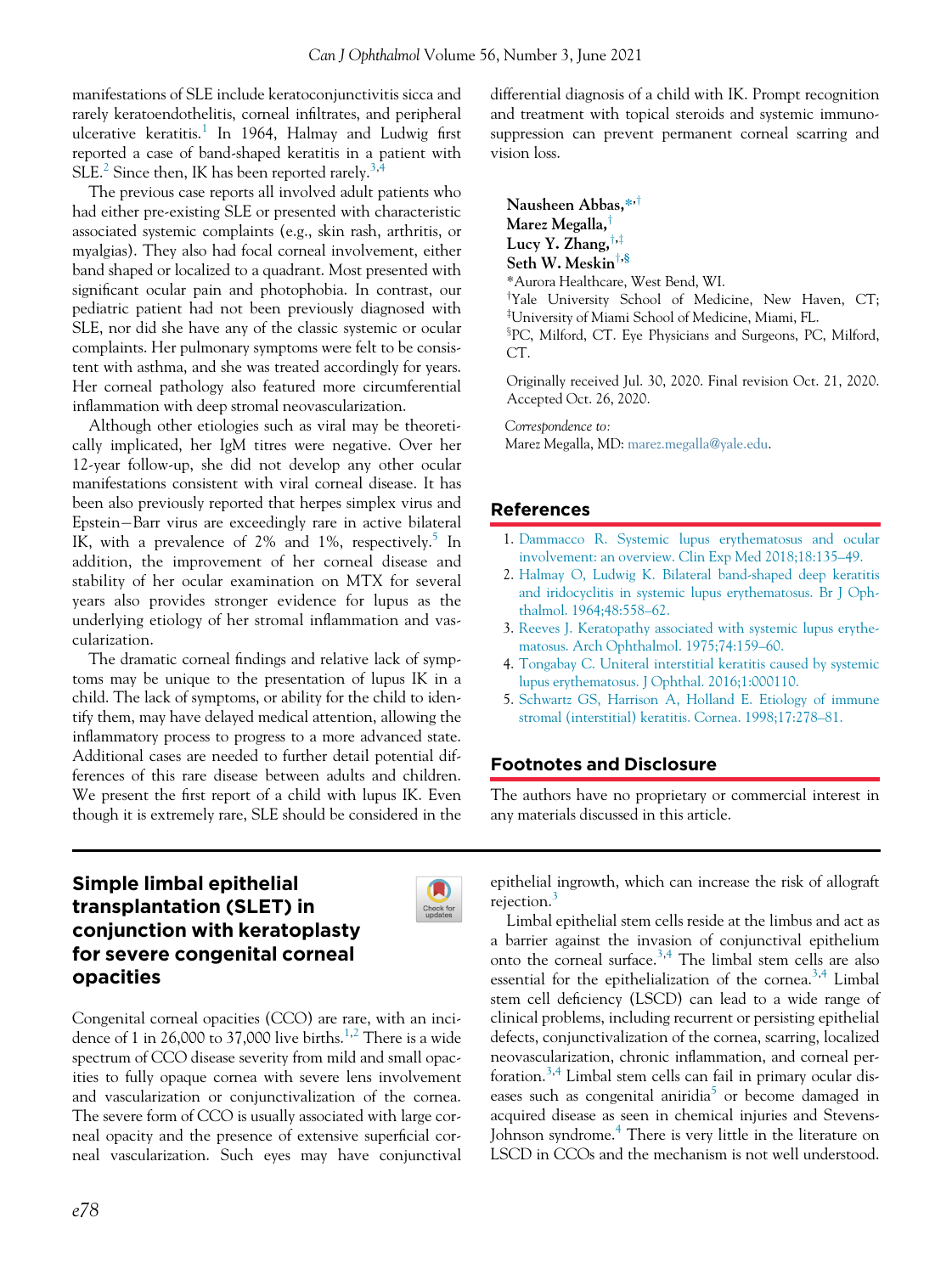manifestations of SLE include keratoconjunctivitis sicca and rarely keratoendothelitis, corneal infiltrates, and peripheral ulcerative keratitis.[1] In 1964, Halmay and Ludwig first reported a case of band-shaped keratitis in a patient with SLE.[2] Since then, IK has been reported rarely.[3,4]

The previous case reports all involved adult patients who had either pre-existing SLE or presented with characteristic associated systemic complaints (e.g., skin rash, arthritis, or myalgias). They also had focal corneal involvement, either band shaped or localized to a quadrant. Most presented with significant ocular pain and photophobia. In contrast, our pediatric patient had not been previously diagnosed with SLE, nor did she have any of the classic systemic or ocular complaints. Her pulmonary symptoms were felt to be consistent with asthma, and she was treated accordingly for years. Her corneal pathology also featured more circumferential inflammation with deep stromal neovascularization.

Although other etiologies such as viral may be theoretically implicated, her IgM titres were negative. Over her 12-year follow-up, she did not develop any other ocular manifestations consistent with viral corneal disease. It has been also previously reported that herpes simplex virus and Epstein−Barr virus are exceedingly rare in active bilateral IK, with a prevalence of 2% and 1%, respectively.[5] In addition, the improvement of her corneal disease and stability of her ocular examination on MTX for several years also provides stronger evidence for lupus as the underlying etiology of her stromal inflammation and vascularization.

The dramatic corneal findings and relative lack of symptoms may be unique to the presentation of lupus IK in a child. The lack of symptoms, or ability for the child to identify them, may have delayed medical attention, allowing the inflammatory process to progress to a more advanced state. Additional cases are needed to further detail potential differences of this rare disease between adults and children. We present the first report of a child with lupus IK. Even though it is extremely rare, SLE should be considered in the differential diagnosis of a child with IK. Prompt recognition and treatment with topical steroids and systemic immunosuppression can prevent permanent corneal scarring and vision loss.

**Nausheen Abbas,**[*,†]
**Marez Megalla,**[†]
**Lucy Y. Zhang,**[†,‡]
**Seth W. Meskin**[†,§]

*Aurora Healthcare, West Bend, WI.
†Yale University School of Medicine, New Haven, CT;
‡University of Miami School of Medicine, Miami, FL.
§PC, Milford, CT. Eye Physicians and Surgeons, PC, Milford, CT.

Originally received Jul. 30, 2020. Final revision Oct. 21, 2020. Accepted Oct. 26, 2020.

*Correspondence to:*
Marez Megalla, MD: marez.megalla@yale.edu.

## References

1. Dammacco R. Systemic lupus erythematosus and ocular involvement: an overview. Clin Exp Med 2018;18:135–49.
2. Halmay O, Ludwig K. Bilateral band-shaped deep keratitis and iridocyclitis in systemic lupus erythematosus. Br J Ophthalmol. 1964;48:558–62.
3. Reeves J. Keratopathy associated with systemic lupus erythematosus. Arch Ophthalmol. 1975;74:159–60.
4. Tongabay C. Uniteral interstitial keratitis caused by systemic lupus erythematosus. J Ophthal. 2016;1:000110.
5. Schwartz GS, Harrison A, Holland E. Etiology of immune stromal (interstitial) keratitis. Cornea. 1998;17:278–81.

## Footnotes and Disclosure

The authors have no proprietary or commercial interest in any materials discussed in this article.

# Simple limbal epithelial transplantation (SLET) in conjunction with keratoplasty for severe congenital corneal opacities

Congenital corneal opacities (CCO) are rare, with an incidence of 1 in 26,000 to 37,000 live births.[1,2] There is a wide spectrum of CCO disease severity from mild and small opacities to fully opaque cornea with severe lens involvement and vascularization or conjunctivalization of the cornea. The severe form of CCO is usually associated with large corneal opacity and the presence of extensive superficial corneal vascularization. Such eyes may have conjunctival epithelial ingrowth, which can increase the risk of allograft rejection.[3]

Limbal epithelial stem cells reside at the limbus and act as a barrier against the invasion of conjunctival epithelium onto the corneal surface.[3,4] The limbal stem cells are also essential for the epithelialization of the cornea.[3,4] Limbal stem cell deficiency (LSCD) can lead to a wide range of clinical problems, including recurrent or persisting epithelial defects, conjunctivalization of the cornea, scarring, localized neovascularization, chronic inflammation, and corneal perforation.[3,4] Limbal stem cells can fail in primary ocular diseases such as congenital aniridia[5] or become damaged in acquired disease as seen in chemical injuries and Stevens-Johnson syndrome.[4] There is very little in the literature on LSCD in CCOs and the mechanism is not well understood.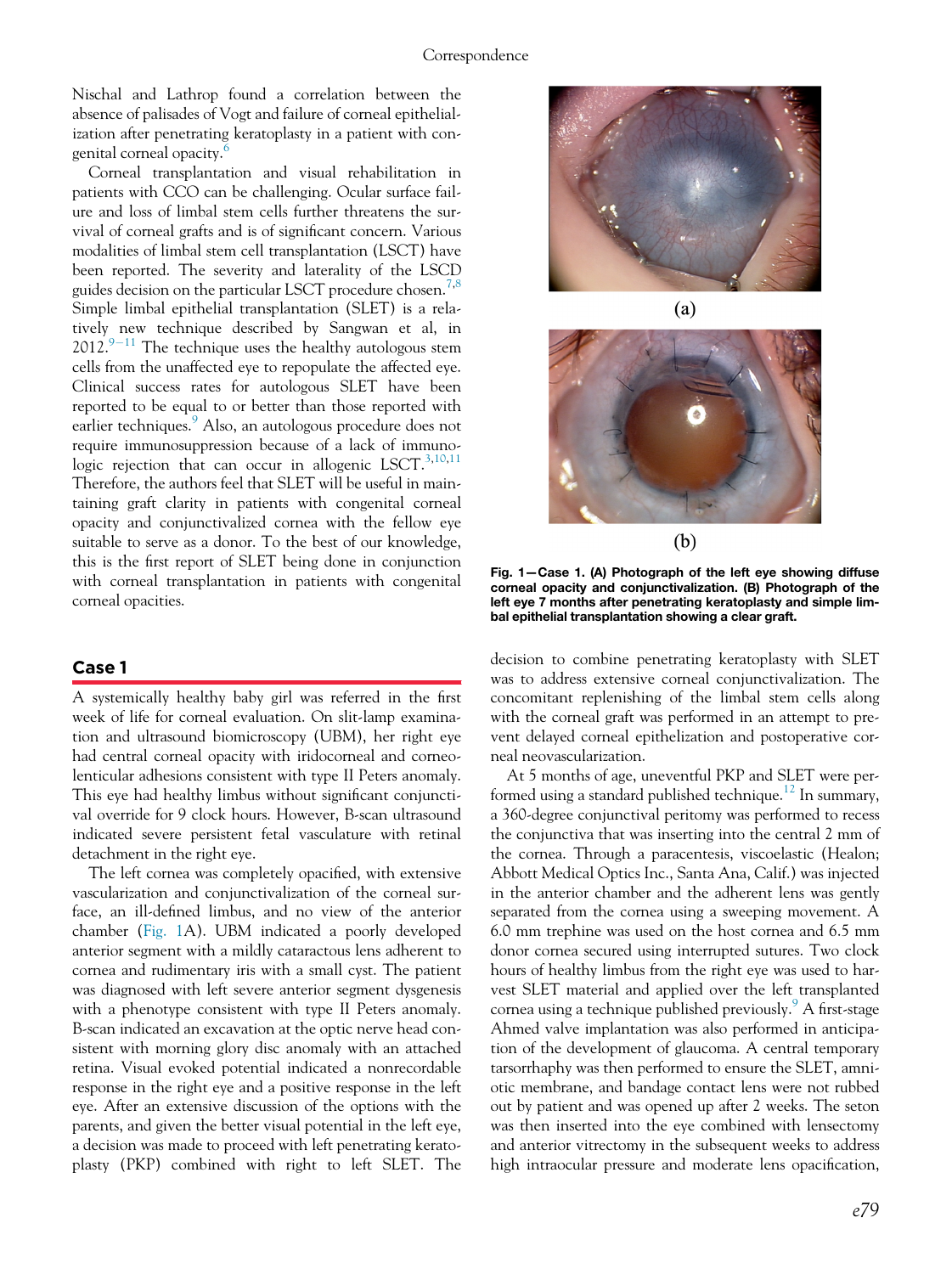Nischal and Lathrop found a correlation between the absence of palisades of Vogt and failure of corneal epithelialization after penetrating keratoplasty in a patient with congenital corneal opacity.[6]

Corneal transplantation and visual rehabilitation in patients with CCO can be challenging. Ocular surface failure and loss of limbal stem cells further threatens the survival of corneal grafts and is of significant concern. Various modalities of limbal stem cell transplantation (LSCT) have been reported. The severity and laterality of the LSCD guides decision on the particular LSCT procedure chosen.[7,8] Simple limbal epithelial transplantation (SLET) is a relatively new technique described by Sangwan et al, in 2012.[9–11] The technique uses the healthy autologous stem cells from the unaffected eye to repopulate the affected eye. Clinical success rates for autologous SLET have been reported to be equal to or better than those reported with earlier techniques.[9] Also, an autologous procedure does not require immunosuppression because of a lack of immunologic rejection that can occur in allogenic LSCT.[3,10,11] Therefore, the authors feel that SLET will be useful in maintaining graft clarity in patients with congenital corneal opacity and conjunctivalized cornea with the fellow eye suitable to serve as a donor. To the best of our knowledge, this is the first report of SLET being done in conjunction with corneal transplantation in patients with congenital corneal opacities.

## Case 1

A systemically healthy baby girl was referred in the first week of life for corneal evaluation. On slit-lamp examination and ultrasound biomicroscopy (UBM), her right eye had central corneal opacity with iridocorneal and corneolenticular adhesions consistent with type II Peters anomaly. This eye had healthy limbus without significant conjunctival override for 9 clock hours. However, B-scan ultrasound indicated severe persistent fetal vasculature with retinal detachment in the right eye.

The left cornea was completely opacified, with extensive vascularization and conjunctivalization of the corneal surface, an ill-defined limbus, and no view of the anterior chamber (Fig. 1A). UBM indicated a poorly developed anterior segment with a mildly cataractous lens adherent to cornea and rudimentary iris with a small cyst. The patient was diagnosed with left severe anterior segment dysgenesis with a phenotype consistent with type II Peters anomaly. B-scan indicated an excavation at the optic nerve head consistent with morning glory disc anomaly with an attached retina. Visual evoked potential indicated a nonrecordable response in the right eye and a positive response in the left eye. After an extensive discussion of the options with the parents, and given the better visual potential in the left eye, a decision was made to proceed with left penetrating keratoplasty (PKP) combined with right to left SLET. The decision to combine penetrating keratoplasty with SLET was to address extensive corneal conjunctivalization. The concomitant replenishing of the limbal stem cells along with the corneal graft was performed in an attempt to prevent delayed corneal epithelization and postoperative corneal neovascularization.

Fig. 1—Case 1. (A) Photograph of the left eye showing diffuse corneal opacity and conjunctivalization. (B) Photograph of the left eye 7 months after penetrating keratoplasty and simple limbal epithelial transplantation showing a clear graft.

At 5 months of age, uneventful PKP and SLET were performed using a standard published technique.[12] In summary, a 360-degree conjunctival peritomy was performed to recess the conjunctiva that was inserting into the central 2 mm of the cornea. Through a paracentesis, viscoelastic (Healon; Abbott Medical Optics Inc., Santa Ana, Calif.) was injected in the anterior chamber and the adherent lens was gently separated from the cornea using a sweeping movement. A 6.0 mm trephine was used on the host cornea and 6.5 mm donor cornea secured using interrupted sutures. Two clock hours of healthy limbus from the right eye was used to harvest SLET material and applied over the left transplanted cornea using a technique published previously.[9] A first-stage Ahmed valve implantation was also performed in anticipation of the development of glaucoma. A central temporary tarsorrhaphy was then performed to ensure the SLET, amniotic membrane, and bandage contact lens were not rubbed out by patient and was opened up after 2 weeks. The seton was then inserted into the eye combined with lensectomy and anterior vitrectomy in the subsequent weeks to address high intraocular pressure and moderate lens opacification,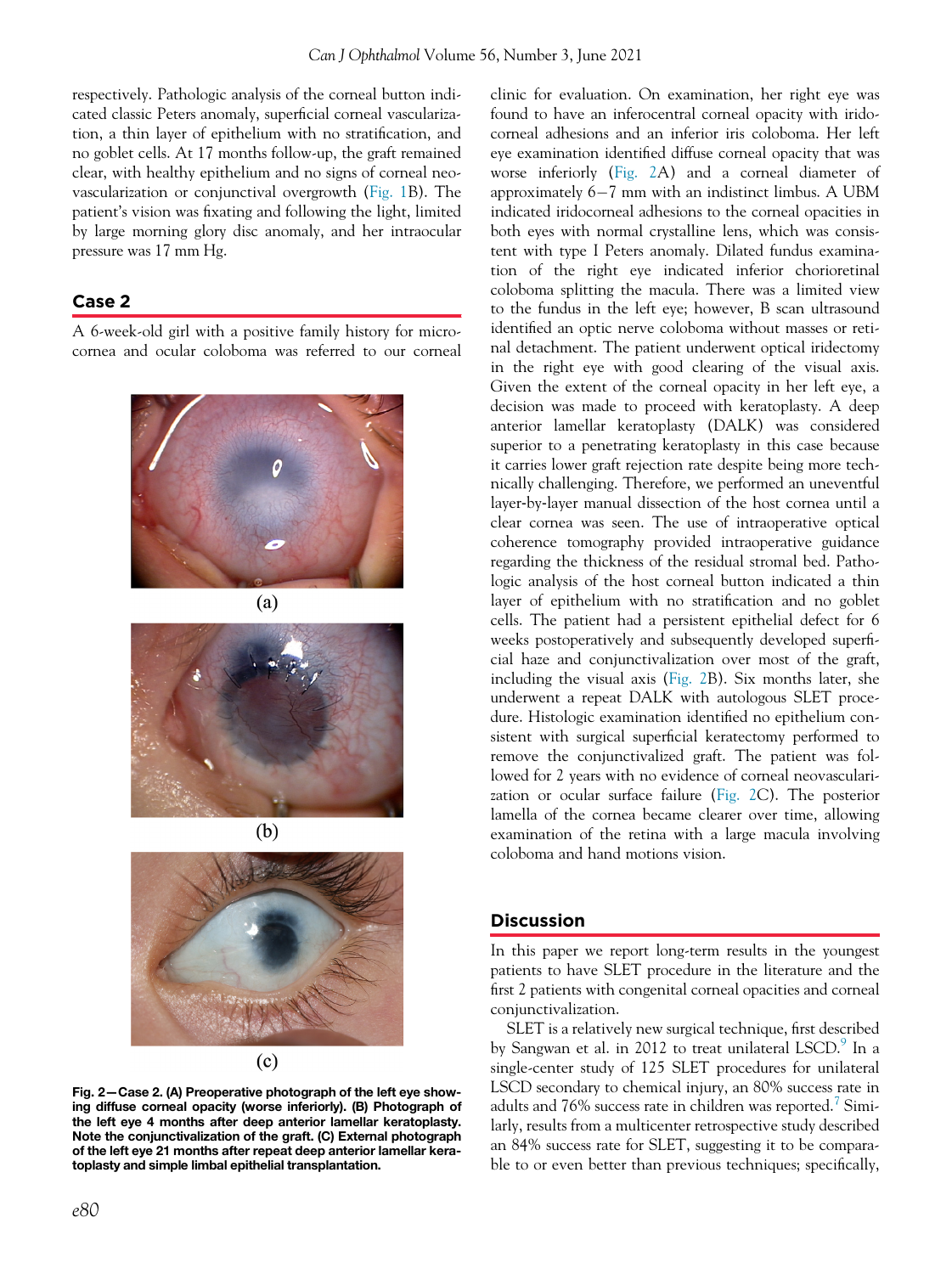respectively. Pathologic analysis of the corneal button indicated classic Peters anomaly, superficial corneal vascularization, a thin layer of epithelium with no stratification, and no goblet cells. At 17 months follow-up, the graft remained clear, with healthy epithelium and no signs of corneal neovascularization or conjunctival overgrowth (Fig. 1B). The patient's vision was fixating and following the light, limited by large morning glory disc anomaly, and her intraocular pressure was 17 mm Hg.

## Case 2

A 6-week-old girl with a positive family history for microcornea and ocular coloboma was referred to our corneal clinic for evaluation. On examination, her right eye was found to have an inferocentral corneal opacity with iridocorneal adhesions and an inferior iris coloboma. Her left eye examination identified diffuse corneal opacity that was worse inferiorly (Fig. 2A) and a corneal diameter of approximately 6−7 mm with an indistinct limbus. A UBM indicated iridocorneal adhesions to the corneal opacities in both eyes with normal crystalline lens, which was consistent with type I Peters anomaly. Dilated fundus examination of the right eye indicated inferior chorioretinal coloboma splitting the macula. There was a limited view to the fundus in the left eye; however, B scan ultrasound identified an optic nerve coloboma without masses or retinal detachment. The patient underwent optical iridectomy in the right eye with good clearing of the visual axis. Given the extent of the corneal opacity in her left eye, a decision was made to proceed with keratoplasty. A deep anterior lamellar keratoplasty (DALK) was considered superior to a penetrating keratoplasty in this case because it carries lower graft rejection rate despite being more technically challenging. Therefore, we performed an uneventful layer-by-layer manual dissection of the host cornea until a clear cornea was seen. The use of intraoperative optical coherence tomography provided intraoperative guidance regarding the thickness of the residual stromal bed. Pathologic analysis of the host corneal button indicated a thin layer of epithelium with no stratification and no goblet cells. The patient had a persistent epithelial defect for 6 weeks postoperatively and subsequently developed superficial haze and conjunctivalization over most of the graft, including the visual axis (Fig. 2B). Six months later, she underwent a repeat DALK with autologous SLET procedure. Histologic examination identified no epithelium consistent with surgical superficial keratectomy performed to remove the conjunctivalized graft. The patient was followed for 2 years with no evidence of corneal neovascularization or ocular surface failure (Fig. 2C). The posterior lamella of the cornea became clearer over time, allowing examination of the retina with a large macula involving coloboma and hand motions vision.

**Fig. 2—Case 2. (A) Preoperative photograph of the left eye showing diffuse corneal opacity (worse inferiorly). (B) Photograph of the left eye 4 months after deep anterior lamellar keratoplasty. Note the conjunctivalization of the graft. (C) External photograph of the left eye 21 months after repeat deep anterior lamellar keratoplasty and simple limbal epithelial transplantation.**

## Discussion

In this paper we report long-term results in the youngest patients to have SLET procedure in the literature and the first 2 patients with congenital corneal opacities and corneal conjunctivalization.

SLET is a relatively new surgical technique, first described by Sangwan et al. in 2012 to treat unilateral LSCD.[9] In a single-center study of 125 SLET procedures for unilateral LSCD secondary to chemical injury, an 80% success rate in adults and 76% success rate in children was reported.[7] Similarly, results from a multicenter retrospective study described an 84% success rate for SLET, suggesting it to be comparable to or even better than previous techniques; specifically,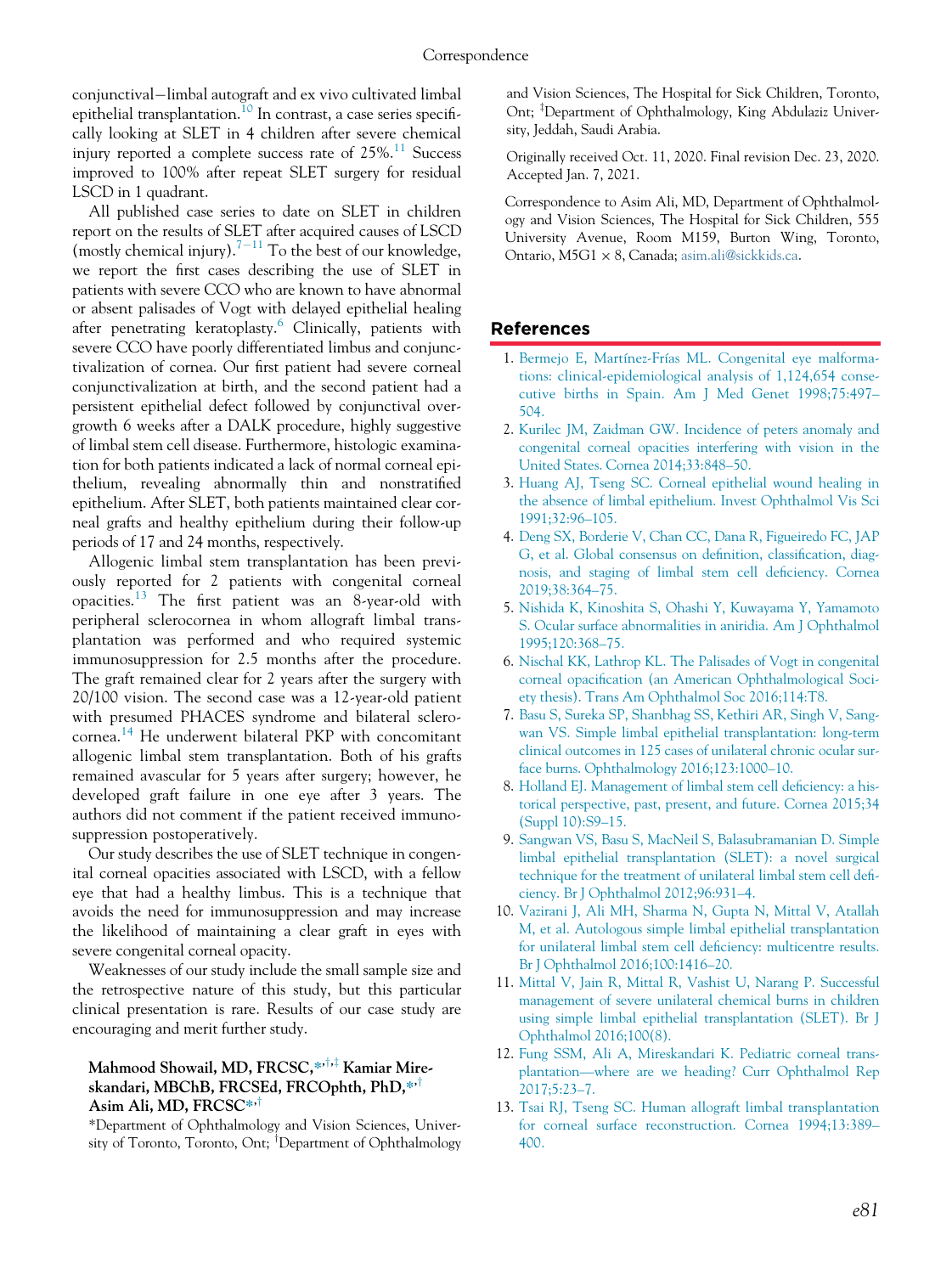conjunctival–limbal autograft and ex vivo cultivated limbal epithelial transplantation.[10] In contrast, a case series specifically looking at SLET in 4 children after severe chemical injury reported a complete success rate of 25%.[11] Success improved to 100% after repeat SLET surgery for residual LSCD in 1 quadrant.

All published case series to date on SLET in children report on the results of SLET after acquired causes of LSCD (mostly chemical injury).[7–11] To the best of our knowledge, we report the first cases describing the use of SLET in patients with severe CCO who are known to have abnormal or absent palisades of Vogt with delayed epithelial healing after penetrating keratoplasty.[6] Clinically, patients with severe CCO have poorly differentiated limbus and conjunctivalization of cornea. Our first patient had severe corneal conjunctivalization at birth, and the second patient had a persistent epithelial defect followed by conjunctival overgrowth 6 weeks after a DALK procedure, highly suggestive of limbal stem cell disease. Furthermore, histologic examination for both patients indicated a lack of normal corneal epithelium, revealing abnormally thin and nonstratified epithelium. After SLET, both patients maintained clear corneal grafts and healthy epithelium during their follow-up periods of 17 and 24 months, respectively.

Allogenic limbal stem transplantation has been previously reported for 2 patients with congenital corneal opacities.[13] The first patient was an 8-year-old with peripheral sclerocornea in whom allograft limbal transplantation was performed and who required systemic immunosuppression for 2.5 months after the procedure. The graft remained clear for 2 years after the surgery with 20/100 vision. The second case was a 12-year-old patient with presumed PHACES syndrome and bilateral sclerocornea.[14] He underwent bilateral PKP with concomitant allogenic limbal stem transplantation. Both of his grafts remained avascular for 5 years after surgery; however, he developed graft failure in one eye after 3 years. The authors did not comment if the patient received immunosuppression postoperatively.

Our study describes the use of SLET technique in congenital corneal opacities associated with LSCD, with a fellow eye that had a healthy limbus. This is a technique that avoids the need for immunosuppression and may increase the likelihood of maintaining a clear graft in eyes with severe congenital corneal opacity.

Weaknesses of our study include the small sample size and the retrospective nature of this study, but this particular clinical presentation is rare. Results of our case study are encouraging and merit further study.

**Mahmood Showail, MD, FRCSC,[*,†,‡] Kamiar Mireskandari, MBChB, FRCSEd, FRCOphth, PhD,[*,†] Asim Ali, MD, FRCSC[*,†]**

[*]Department of Ophthalmology and Vision Sciences, University of Toronto, Toronto, Ont; [†]Department of Ophthalmology and Vision Sciences, The Hospital for Sick Children, Toronto, Ont; [‡]Department of Ophthalmology, King Abdulaziz University, Jeddah, Saudi Arabia.

Originally received Oct. 11, 2020. Final revision Dec. 23, 2020. Accepted Jan. 7, 2021.

Correspondence to Asim Ali, MD, Department of Ophthalmology and Vision Sciences, The Hospital for Sick Children, 555 University Avenue, Room M159, Burton Wing, Toronto, Ontario, M5G1 × 8, Canada; asim.ali@sickkids.ca.

## References

1. Bermejo E, Martínez-Frías ML. Congenital eye malformations: clinical-epidemiological analysis of 1,124,654 consecutive births in Spain. Am J Med Genet 1998;75:497–504.
2. Kurilec JM, Zaidman GW. Incidence of peters anomaly and congenital corneal opacities interfering with vision in the United States. Cornea 2014;33:848–50.
3. Huang AJ, Tseng SC. Corneal epithelial wound healing in the absence of limbal epithelium. Invest Ophthalmol Vis Sci 1991;32:96–105.
4. Deng SX, Borderie V, Chan CC, Dana R, Figueiredo FC, JAP G, et al. Global consensus on definition, classification, diagnosis, and staging of limbal stem cell deficiency. Cornea 2019;38:364–75.
5. Nishida K, Kinoshita S, Ohashi Y, Kuwayama Y, Yamamoto S. Ocular surface abnormalities in aniridia. Am J Ophthalmol 1995;120:368–75.
6. Nischal KK, Lathrop KL. The Palisades of Vogt in congenital corneal opacification (an American Ophthalmological Society thesis). Trans Am Ophthalmol Soc 2016;114:T8.
7. Basu S, Sureka SP, Shanbhag SS, Kethiri AR, Singh V, Sangwan VS. Simple limbal epithelial transplantation: long-term clinical outcomes in 125 cases of unilateral chronic ocular surface burns. Ophthalmology 2016;123:1000–10.
8. Holland EJ. Management of limbal stem cell deficiency: a historical perspective, past, present, and future. Cornea 2015;34 (Suppl 10):S9–15.
9. Sangwan VS, Basu S, MacNeil S, Balasubramanian D. Simple limbal epithelial transplantation (SLET): a novel surgical technique for the treatment of unilateral limbal stem cell deficiency. Br J Ophthalmol 2012;96:931–4.
10. Vazirani J, Ali MH, Sharma N, Gupta N, Mittal V, Atallah M, et al. Autologous simple limbal epithelial transplantation for unilateral limbal stem cell deficiency: multicentre results. Br J Ophthalmol 2016;100:1416–20.
11. Mittal V, Jain R, Mittal R, Vashist U, Narang P. Successful management of severe unilateral chemical burns in children using simple limbal epithelial transplantation (SLET). Br J Ophthalmol 2016;100(8).
12. Fung SSM, Ali A, Mireskandari K. Pediatric corneal transplantation—where are we heading? Curr Ophthalmol Rep 2017;5:23–7.
13. Tsai RJ, Tseng SC. Human allograft limbal transplantation for corneal surface reconstruction. Cornea 1994;13:389–400.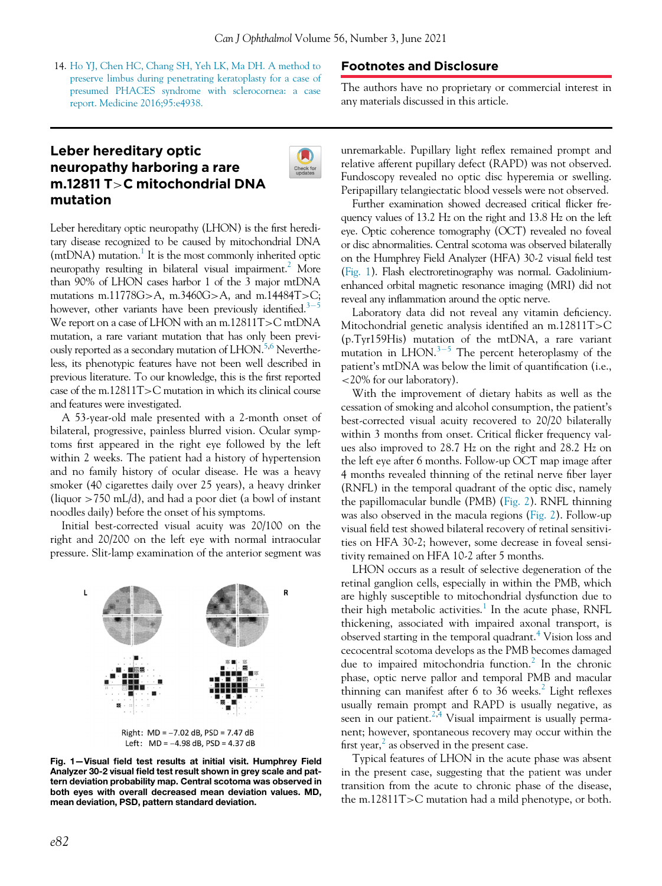14. Ho YJ, Chen HC, Chang SH, Yeh LK, Ma DH. A method to preserve limbus during penetrating keratoplasty for a case of presumed PHACES syndrome with sclerocornea: a case report. Medicine 2016;95:e4938.

## Footnotes and Disclosure

The authors have no proprietary or commercial interest in any materials discussed in this article.

# Leber hereditary optic neuropathy harboring a rare m.12811 T>C mitochondrial DNA mutation

Leber hereditary optic neuropathy (LHON) is the first hereditary disease recognized to be caused by mitochondrial DNA (mtDNA) mutation.[1] It is the most commonly inherited optic neuropathy resulting in bilateral visual impairment.[2] More than 90% of LHON cases harbor 1 of the 3 major mtDNA mutations m.11778G>A, m.3460G>A, and m.14484T>C; however, other variants have been previously identified.[3–5] We report on a case of LHON with an m.12811T>C mtDNA mutation, a rare variant mutation that has only been previously reported as a secondary mutation of LHON.[5,6] Nevertheless, its phenotypic features have not been well described in previous literature. To our knowledge, this is the first reported case of the m.12811T>C mutation in which its clinical course and features were investigated.

A 53-year-old male presented with a 2-month onset of bilateral, progressive, painless blurred vision. Ocular symptoms first appeared in the right eye followed by the left within 2 weeks. The patient had a history of hypertension and no family history of ocular disease. He was a heavy smoker (40 cigarettes daily over 25 years), a heavy drinker (liquor >750 mL/d), and had a poor diet (a bowl of instant noodles daily) before the onset of his symptoms.

Initial best-corrected visual acuity was 20/100 on the right and 20/200 on the left eye with normal intraocular pressure. Slit-lamp examination of the anterior segment was unremarkable. Pupillary light reflex remained prompt and relative afferent pupillary defect (RAPD) was not observed. Fundoscopy revealed no optic disc hyperemia or swelling. Peripapillary telangiectatic blood vessels were not observed.

Further examination showed decreased critical flicker frequency values of 13.2 Hz on the right and 13.8 Hz on the left eye. Optic coherence tomography (OCT) revealed no foveal or disc abnormalities. Central scotoma was observed bilaterally on the Humphrey Field Analyzer (HFA) 30-2 visual field test (Fig. 1). Flash electroretinography was normal. Gadolinium-enhanced orbital magnetic resonance imaging (MRI) did not reveal any inflammation around the optic nerve.

Laboratory data did not reveal any vitamin deficiency. Mitochondrial genetic analysis identified an m.12811T>C (p.Tyr159His) mutation of the mtDNA, a rare variant mutation in LHON.[3–5] The percent heteroplasmy of the patient's mtDNA was below the limit of quantification (i.e., <20% for our laboratory).

With the improvement of dietary habits as well as the cessation of smoking and alcohol consumption, the patient's best-corrected visual acuity recovered to 20/20 bilaterally within 3 months from onset. Critical flicker frequency values also improved to 28.7 Hz on the right and 28.2 Hz on the left eye after 6 months. Follow-up OCT map image after 4 months revealed thinning of the retinal nerve fiber layer (RNFL) in the temporal quadrant of the optic disc, namely the papillomacular bundle (PMB) (Fig. 2). RNFL thinning was also observed in the macula regions (Fig. 2). Follow-up visual field test showed bilateral recovery of retinal sensitivities on HFA 30-2; however, some decrease in foveal sensitivity remained on HFA 10-2 after 5 months.

LHON occurs as a result of selective degeneration of the retinal ganglion cells, especially in within the PMB, which are highly susceptible to mitochondrial dysfunction due to their high metabolic activities.[1] In the acute phase, RNFL thickening, associated with impaired axonal transport, is observed starting in the temporal quadrant.[4] Vision loss and cecocentral scotoma develops as the PMB becomes damaged due to impaired mitochondria function.[2] In the chronic phase, optic nerve pallor and temporal PMB and macular thinning can manifest after 6 to 36 weeks.[2] Light reflexes usually remain prompt and RAPD is usually negative, as seen in our patient.[2,4] Visual impairment is usually permanent; however, spontaneous recovery may occur within the first year,[2] as observed in the present case.

Typical features of LHON in the acute phase was absent in the present case, suggesting that the patient was under transition from the acute to chronic phase of the disease, the m.12811T>C mutation had a mild phenotype, or both.

L

R

Right: MD = −7.02 dB, PSD = 7.47 dB
Left: MD = −4.98 dB, PSD = 4.37 dB

**Fig. 1—Visual field test results at initial visit. Humphrey Field Analyzer 30-2 visual field test result shown in grey scale and pattern deviation probability map. Central scotoma was observed in both eyes with overall decreased mean deviation values. MD, mean deviation, PSD, pattern standard deviation.**